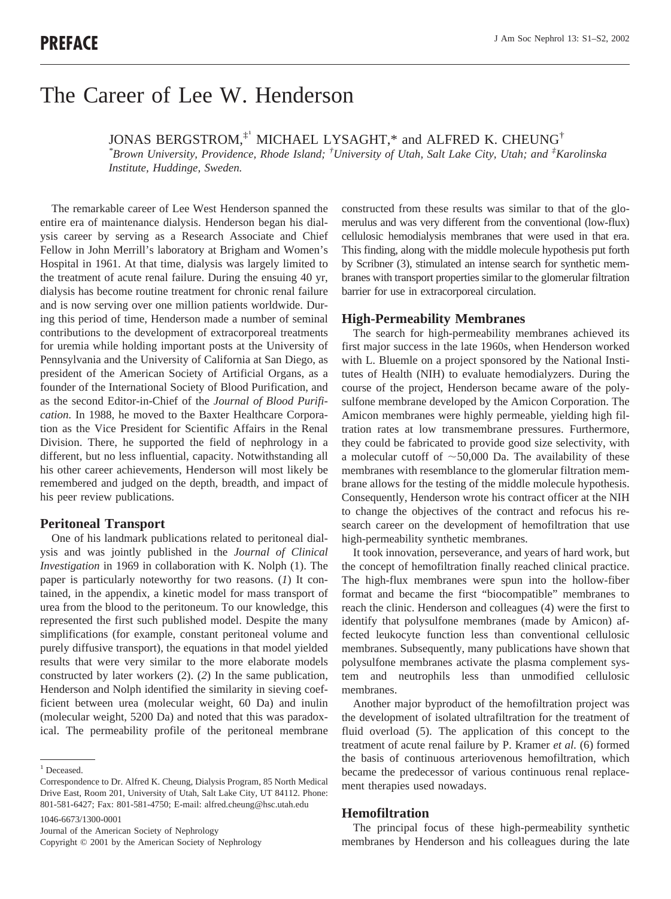# PREFACE

# The Career of Lee W. Henderson

JONAS BERGSTROM,[‡1] MICHAEL LYSAGHT,[*] and ALFRED K. CHEUNG[†]

[*]*Brown University, Providence, Rhode Island;* [†]*University of Utah, Salt Lake City, Utah; and* [‡]*Karolinska Institute, Huddinge, Sweden.*

The remarkable career of Lee West Henderson spanned the entire era of maintenance dialysis. Henderson began his dialysis career by serving as a Research Associate and Chief Fellow in John Merrill's laboratory at Brigham and Women's Hospital in 1961. At that time, dialysis was largely limited to the treatment of acute renal failure. During the ensuing 40 yr, dialysis has become routine treatment for chronic renal failure and is now serving over one million patients worldwide. During this period of time, Henderson made a number of seminal contributions to the development of extracorporeal treatments for uremia while holding important posts at the University of Pennsylvania and the University of California at San Diego, as president of the American Society of Artificial Organs, as a founder of the International Society of Blood Purification, and as the second Editor-in-Chief of the *Journal of Blood Purification.* In 1988, he moved to the Baxter Healthcare Corporation as the Vice President for Scientific Affairs in the Renal Division. There, he supported the field of nephrology in a different, but no less influential, capacity. Notwithstanding all his other career achievements, Henderson will most likely be remembered and judged on the depth, breadth, and impact of his peer review publications.

## Peritoneal Transport

One of his landmark publications related to peritoneal dialysis and was jointly published in the *Journal of Clinical Investigation* in 1969 in collaboration with K. Nolph (1). The paper is particularly noteworthy for two reasons. (*1*) It contained, in the appendix, a kinetic model for mass transport of urea from the blood to the peritoneum. To our knowledge, this represented the first such published model. Despite the many simplifications (for example, constant peritoneal volume and purely diffusive transport), the equations in that model yielded results that were very similar to the more elaborate models constructed by later workers (2). (*2*) In the same publication, Henderson and Nolph identified the similarity in sieving coefficient between urea (molecular weight, 60 Da) and inulin (molecular weight, 5200 Da) and noted that this was paradoxical. The permeability profile of the peritoneal membrane constructed from these results was similar to that of the glomerulus and was very different from the conventional (low-flux) cellulosic hemodialysis membranes that were used in that era. This finding, along with the middle molecule hypothesis put forth by Scribner (3), stimulated an intense search for synthetic membranes with transport properties similar to the glomerular filtration barrier for use in extracorporeal circulation.

## High-Permeability Membranes

The search for high-permeability membranes achieved its first major success in the late 1960s, when Henderson worked with L. Bluemle on a project sponsored by the National Institutes of Health (NIH) to evaluate hemodialyzers. During the course of the project, Henderson became aware of the polysulfone membrane developed by the Amicon Corporation. The Amicon membranes were highly permeable, yielding high filtration rates at low transmembrane pressures. Furthermore, they could be fabricated to provide good size selectivity, with a molecular cutoff of ~50,000 Da. The availability of these membranes with resemblance to the glomerular filtration membrane allows for the testing of the middle molecule hypothesis. Consequently, Henderson wrote his contract officer at the NIH to change the objectives of the contract and refocus his research career on the development of hemofiltration that use high-permeability synthetic membranes.

It took innovation, perseverance, and years of hard work, but the concept of hemofiltration finally reached clinical practice. The high-flux membranes were spun into the hollow-fiber format and became the first "biocompatible" membranes to reach the clinic. Henderson and colleagues (4) were the first to identify that polysulfone membranes (made by Amicon) affected leukocyte function less than conventional cellulosic membranes. Subsequently, many publications have shown that polysulfone membranes activate the plasma complement system and neutrophils less than unmodified cellulosic membranes.

Another major byproduct of the hemofiltration project was the development of isolated ultrafiltration for the treatment of fluid overload (5). The application of this concept to the treatment of acute renal failure by P. Kramer *et al.* (6) formed the basis of continuous arteriovenous hemofiltration, which became the predecessor of various continuous renal replacement therapies used nowadays.

## Hemofiltration

The principal focus of these high-permeability synthetic membranes by Henderson and his colleagues during the late

---

[1] Deceased.

Correspondence to Dr. Alfred K. Cheung, Dialysis Program, 85 North Medical Drive East, Room 201, University of Utah, Salt Lake City, UT 84112. Phone: 801-581-6427; Fax: 801-581-4750; E-mail: alfred.cheung@hsc.utah.edu

1046-6673/1300-0001
Journal of the American Society of Nephrology
Copyright © 2001 by the American Society of Nephrology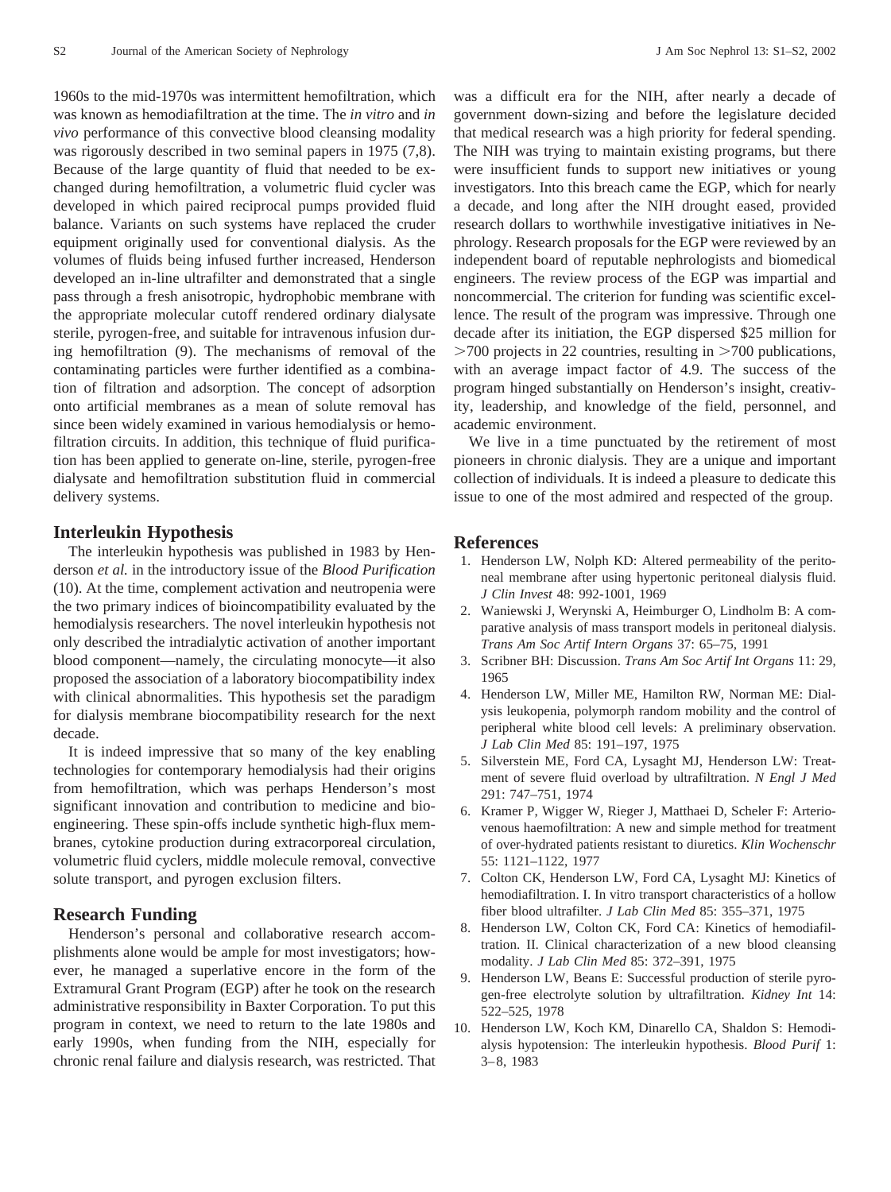1960s to the mid-1970s was intermittent hemofiltration, which was known as hemodiafiltration at the time. The *in vitro* and *in vivo* performance of this convective blood cleansing modality was rigorously described in two seminal papers in 1975 (7,8). Because of the large quantity of fluid that needed to be exchanged during hemofiltration, a volumetric fluid cycler was developed in which paired reciprocal pumps provided fluid balance. Variants on such systems have replaced the cruder equipment originally used for conventional dialysis. As the volumes of fluids being infused further increased, Henderson developed an in-line ultrafilter and demonstrated that a single pass through a fresh anisotropic, hydrophobic membrane with the appropriate molecular cutoff rendered ordinary dialysate sterile, pyrogen-free, and suitable for intravenous infusion during hemofiltration (9). The mechanisms of removal of the contaminating particles were further identified as a combination of filtration and adsorption. The concept of adsorption onto artificial membranes as a mean of solute removal has since been widely examined in various hemodialysis or hemofiltration circuits. In addition, this technique of fluid purification has been applied to generate on-line, sterile, pyrogen-free dialysate and hemofiltration substitution fluid in commercial delivery systems.

## Interleukin Hypothesis

The interleukin hypothesis was published in 1983 by Henderson *et al.* in the introductory issue of the *Blood Purification* (10). At the time, complement activation and neutropenia were the two primary indices of bioincompatibility evaluated by the hemodialysis researchers. The novel interleukin hypothesis not only described the intradialytic activation of another important blood component—namely, the circulating monocyte—it also proposed the association of a laboratory biocompatibility index with clinical abnormalities. This hypothesis set the paradigm for dialysis membrane biocompatibility research for the next decade.

It is indeed impressive that so many of the key enabling technologies for contemporary hemodialysis had their origins from hemofiltration, which was perhaps Henderson's most significant innovation and contribution to medicine and bioengineering. These spin-offs include synthetic high-flux membranes, cytokine production during extracorporeal circulation, volumetric fluid cyclers, middle molecule removal, convective solute transport, and pyrogen exclusion filters.

## Research Funding

Henderson's personal and collaborative research accomplishments alone would be ample for most investigators; however, he managed a superlative encore in the form of the Extramural Grant Program (EGP) after he took on the research administrative responsibility in Baxter Corporation. To put this program in context, we need to return to the late 1980s and early 1990s, when funding from the NIH, especially for chronic renal failure and dialysis research, was restricted. That was a difficult era for the NIH, after nearly a decade of government down-sizing and before the legislature decided that medical research was a high priority for federal spending. The NIH was trying to maintain existing programs, but there were insufficient funds to support new initiatives or young investigators. Into this breach came the EGP, which for nearly a decade, and long after the NIH drought eased, provided research dollars to worthwhile investigative initiatives in Nephrology. Research proposals for the EGP were reviewed by an independent board of reputable nephrologists and biomedical engineers. The review process of the EGP was impartial and noncommercial. The criterion for funding was scientific excellence. The result of the program was impressive. Through one decade after its initiation, the EGP dispersed \$25 million for >700 projects in 22 countries, resulting in >700 publications, with an average impact factor of 4.9. The success of the program hinged substantially on Henderson's insight, creativity, leadership, and knowledge of the field, personnel, and academic environment.

We live in a time punctuated by the retirement of most pioneers in chronic dialysis. They are a unique and important collection of individuals. It is indeed a pleasure to dedicate this issue to one of the most admired and respected of the group.

## References

1. Henderson LW, Nolph KD: Altered permeability of the peritoneal membrane after using hypertonic peritoneal dialysis fluid. *J Clin Invest* 48: 992-1001, 1969
2. Waniewski J, Werynski A, Heimburger O, Lindholm B: A comparative analysis of mass transport models in peritoneal dialysis. *Trans Am Soc Artif Intern Organs* 37: 65–75, 1991
3. Scribner BH: Discussion. *Trans Am Soc Artif Int Organs* 11: 29, 1965
4. Henderson LW, Miller ME, Hamilton RW, Norman ME: Dialysis leukopenia, polymorph random mobility and the control of peripheral white blood cell levels: A preliminary observation. *J Lab Clin Med* 85: 191–197, 1975
5. Silverstein ME, Ford CA, Lysaght MJ, Henderson LW: Treatment of severe fluid overload by ultrafiltration. *N Engl J Med* 291: 747–751, 1974
6. Kramer P, Wigger W, Rieger J, Matthaei D, Scheler F: Arteriovenous haemofiltration: A new and simple method for treatment of over-hydrated patients resistant to diuretics. *Klin Wochenschr* 55: 1121–1122, 1977
7. Colton CK, Henderson LW, Ford CA, Lysaght MJ: Kinetics of hemodiafiltration. I. In vitro transport characteristics of a hollow fiber blood ultrafilter. *J Lab Clin Med* 85: 355–371, 1975
8. Henderson LW, Colton CK, Ford CA: Kinetics of hemodiafiltration. II. Clinical characterization of a new blood cleansing modality. *J Lab Clin Med* 85: 372–391, 1975
9. Henderson LW, Beans E: Successful production of sterile pyrogen-free electrolyte solution by ultrafiltration. *Kidney Int* 14: 522–525, 1978
10. Henderson LW, Koch KM, Dinarello CA, Shaldon S: Hemodialysis hypotension: The interleukin hypothesis. *Blood Purif* 1: 3–8, 1983